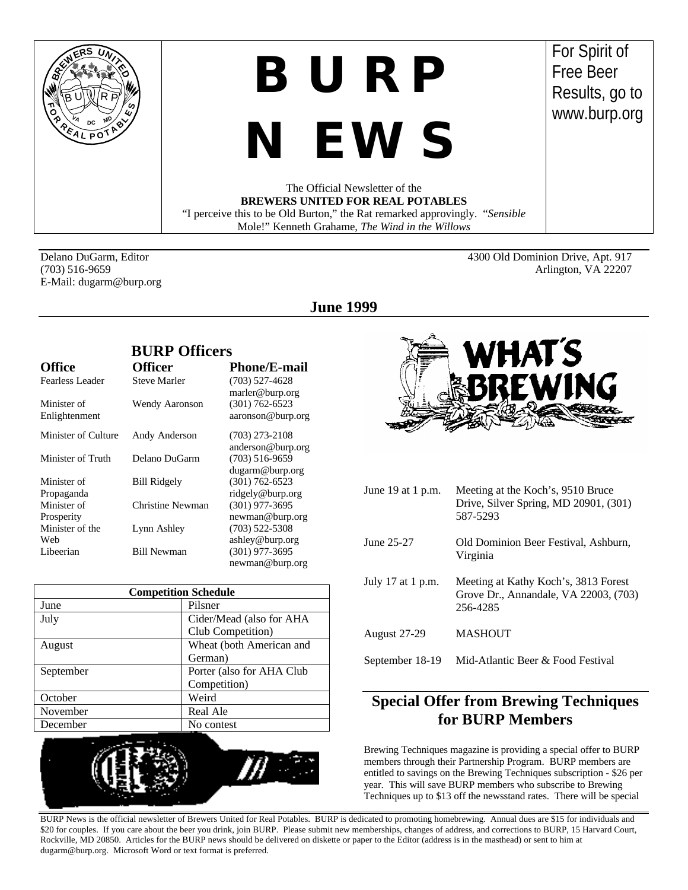# BURP NEWS

The Official Newsletter of the
**BREWERS UNITED FOR REAL POTABLES**
"I perceive this to be Old Burton," the Rat remarked approvingly. "*Sensible* Mole!" Kenneth Grahame, *The Wind in the Willows*

For Spirit of Free Beer Results, go to www.burp.org

Delano DuGarm, Editor
(703) 516-9659
E-Mail: dugarm@burp.org

4300 Old Dominion Drive, Apt. 917
Arlington, VA 22207

## June 1999

### BURP Officers

| Office | Officer | Phone/E-mail |
|---|---|---|
| Fearless Leader | Steve Marler | (703) 527-4628 marler@burp.org |
| Minister of Enlightenment | Wendy Aaronson | (301) 762-6523 aaronson@burp.org |
| Minister of Culture | Andy Anderson | (703) 273-2108 anderson@burp.org |
| Minister of Truth | Delano DuGarm | (703) 516-9659 dugarm@burp.org |
| Minister of Propaganda | Bill Ridgely | (301) 762-6523 ridgely@burp.org |
| Minister of Prosperity | Christine Newman | (301) 977-3695 newman@burp.org |
| Minister of the Web | Lynn Ashley | (703) 522-5308 ashley@burp.org |
| Libeerian | Bill Newman | (301) 977-3695 newman@burp.org |

| Competition Schedule | |
|---|---|
| June | Pilsner |
| July | Cider/Mead (also for AHA Club Competition) |
| August | Wheat (both American and German) |
| September | Porter (also for AHA Club Competition) |
| October | Weird |
| November | Real Ale |
| December | No contest |

### What's Brewing

| | |
|---|---|
| June 19 at 1 p.m. | Meeting at the Koch's, 9510 Bruce Drive, Silver Spring, MD 20901, (301) 587-5293 |
| June 25-27 | Old Dominion Beer Festival, Ashburn, Virginia |
| July 17 at 1 p.m. | Meeting at Kathy Koch's, 3813 Forest Grove Dr., Annandale, VA 22003, (703) 256-4285 |
| August 27-29 | MASHOUT |
| September 18-19 | Mid-Atlantic Beer & Food Festival |

## Special Offer from Brewing Techniques for BURP Members

Brewing Techniques magazine is providing a special offer to BURP members through their Partnership Program. BURP members are entitled to savings on the Brewing Techniques subscription - $26 per year. This will save BURP members who subscribe to Brewing Techniques up to $13 off the newsstand rates. There will be special

---

BURP News is the official newsletter of Brewers United for Real Potables. BURP is dedicated to promoting homebrewing. Annual dues are $15 for individuals and $20 for couples. If you care about the beer you drink, join BURP. Please submit new memberships, changes of address, and corrections to BURP, 15 Harvard Court, Rockville, MD 20850. Articles for the BURP news should be delivered on diskette or paper to the Editor (address is in the masthead) or sent to him at dugarm@burp.org. Microsoft Word or text format is preferred.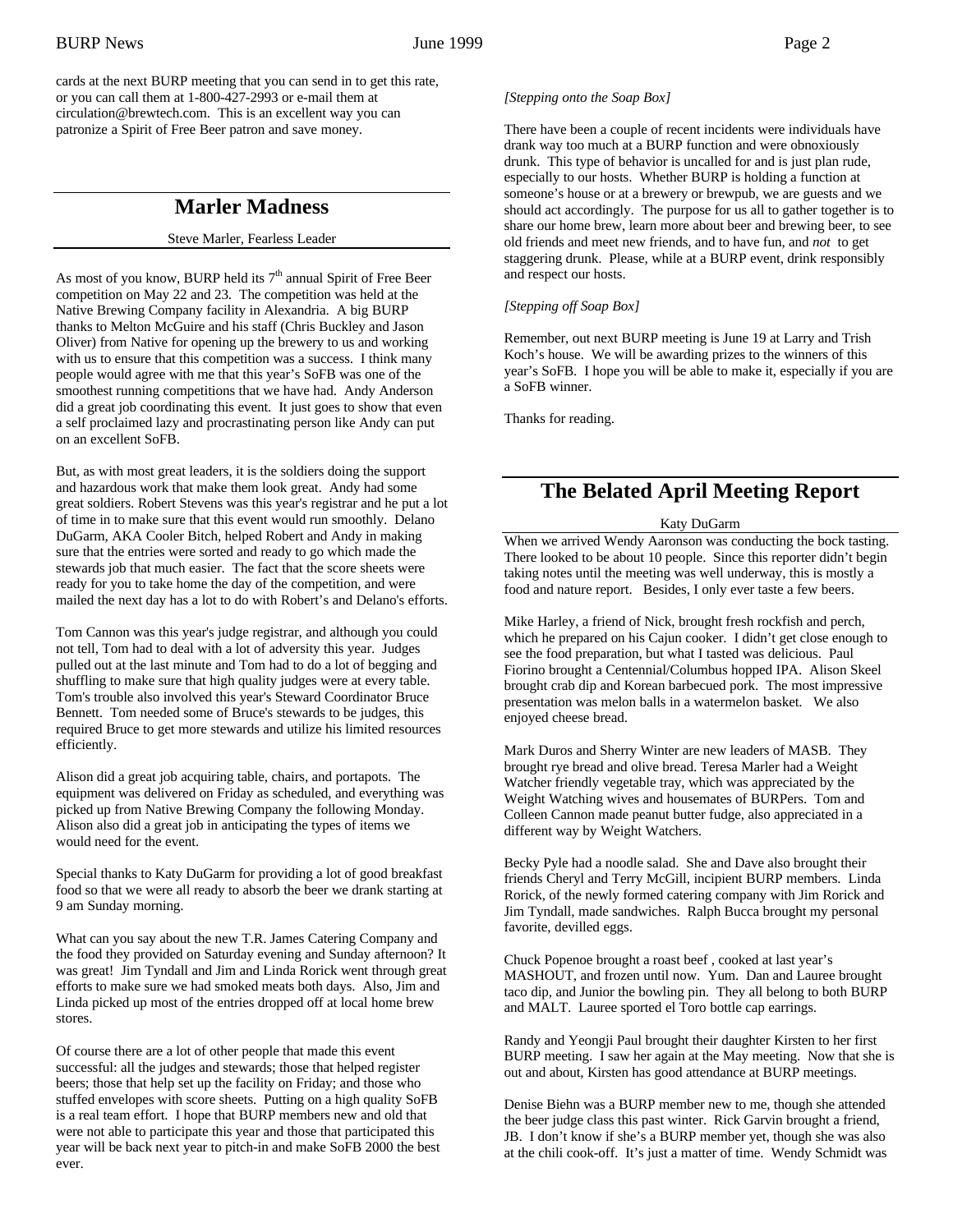cards at the next BURP meeting that you can send in to get this rate, or you can call them at 1-800-427-2993 or e-mail them at circulation@brewtech.com. This is an excellent way you can patronize a Spirit of Free Beer patron and save money.

## Marler Madness

Steve Marler, Fearless Leader

As most of you know, BURP held its 7th annual Spirit of Free Beer competition on May 22 and 23. The competition was held at the Native Brewing Company facility in Alexandria. A big BURP thanks to Melton McGuire and his staff (Chris Buckley and Jason Oliver) from Native for opening up the brewery to us and working with us to ensure that this competition was a success. I think many people would agree with me that this year's SoFB was one of the smoothest running competitions that we have had. Andy Anderson did a great job coordinating this event. It just goes to show that even a self proclaimed lazy and procrastinating person like Andy can put on an excellent SoFB.

But, as with most great leaders, it is the soldiers doing the support and hazardous work that make them look great. Andy had some great soldiers. Robert Stevens was this year's registrar and he put a lot of time in to make sure that this event would run smoothly. Delano DuGarm, AKA Cooler Bitch, helped Robert and Andy in making sure that the entries were sorted and ready to go which made the stewards job that much easier. The fact that the score sheets were ready for you to take home the day of the competition, and were mailed the next day has a lot to do with Robert's and Delano's efforts.

Tom Cannon was this year's judge registrar, and although you could not tell, Tom had to deal with a lot of adversity this year. Judges pulled out at the last minute and Tom had to do a lot of begging and shuffling to make sure that high quality judges were at every table. Tom's trouble also involved this year's Steward Coordinator Bruce Bennett. Tom needed some of Bruce's stewards to be judges, this required Bruce to get more stewards and utilize his limited resources efficiently.

Alison did a great job acquiring table, chairs, and portapots. The equipment was delivered on Friday as scheduled, and everything was picked up from Native Brewing Company the following Monday. Alison also did a great job in anticipating the types of items we would need for the event.

Special thanks to Katy DuGarm for providing a lot of good breakfast food so that we were all ready to absorb the beer we drank starting at 9 am Sunday morning.

What can you say about the new T.R. James Catering Company and the food they provided on Saturday evening and Sunday afternoon? It was great! Jim Tyndall and Jim and Linda Rorick went through great efforts to make sure we had smoked meats both days. Also, Jim and Linda picked up most of the entries dropped off at local home brew stores.

Of course there are a lot of other people that made this event successful: all the judges and stewards; those that helped register beers; those that help set up the facility on Friday; and those who stuffed envelopes with score sheets. Putting on a high quality SoFB is a real team effort. I hope that BURP members new and old that were not able to participate this year and those that participated this year will be back next year to pitch-in and make SoFB 2000 the best ever.

*[Stepping onto the Soap Box]*

There have been a couple of recent incidents were individuals have drank way too much at a BURP function and were obnoxiously drunk. This type of behavior is uncalled for and is just plan rude, especially to our hosts. Whether BURP is holding a function at someone's house or at a brewery or brewpub, we are guests and we should act accordingly. The purpose for us all to gather together is to share our home brew, learn more about beer and brewing beer, to see old friends and meet new friends, and to have fun, and *not* to get staggering drunk. Please, while at a BURP event, drink responsibly and respect our hosts.

*[Stepping off Soap Box]*

Remember, out next BURP meeting is June 19 at Larry and Trish Koch's house. We will be awarding prizes to the winners of this year's SoFB. I hope you will be able to make it, especially if you are a SoFB winner.

Thanks for reading.

## The Belated April Meeting Report

Katy DuGarm

When we arrived Wendy Aaronson was conducting the bock tasting. There looked to be about 10 people. Since this reporter didn't begin taking notes until the meeting was well underway, this is mostly a food and nature report. Besides, I only ever taste a few beers.

Mike Harley, a friend of Nick, brought fresh rockfish and perch, which he prepared on his Cajun cooker. I didn't get close enough to see the food preparation, but what I tasted was delicious. Paul Fiorino brought a Centennial/Columbus hopped IPA. Alison Skeel brought crab dip and Korean barbecued pork. The most impressive presentation was melon balls in a watermelon basket. We also enjoyed cheese bread.

Mark Duros and Sherry Winter are new leaders of MASB. They brought rye bread and olive bread. Teresa Marler had a Weight Watcher friendly vegetable tray, which was appreciated by the Weight Watching wives and housemates of BURPers. Tom and Colleen Cannon made peanut butter fudge, also appreciated in a different way by Weight Watchers.

Becky Pyle had a noodle salad. She and Dave also brought their friends Cheryl and Terry McGill, incipient BURP members. Linda Rorick, of the newly formed catering company with Jim Rorick and Jim Tyndall, made sandwiches. Ralph Bucca brought my personal favorite, devilled eggs.

Chuck Popenoe brought a roast beef , cooked at last year's MASHOUT, and frozen until now. Yum. Dan and Lauree brought taco dip, and Junior the bowling pin. They all belong to both BURP and MALT. Lauree sported el Toro bottle cap earrings.

Randy and Yeongji Paul brought their daughter Kirsten to her first BURP meeting. I saw her again at the May meeting. Now that she is out and about, Kirsten has good attendance at BURP meetings.

Denise Biehn was a BURP member new to me, though she attended the beer judge class this past winter. Rick Garvin brought a friend, JB. I don't know if she's a BURP member yet, though she was also at the chili cook-off. It's just a matter of time. Wendy Schmidt was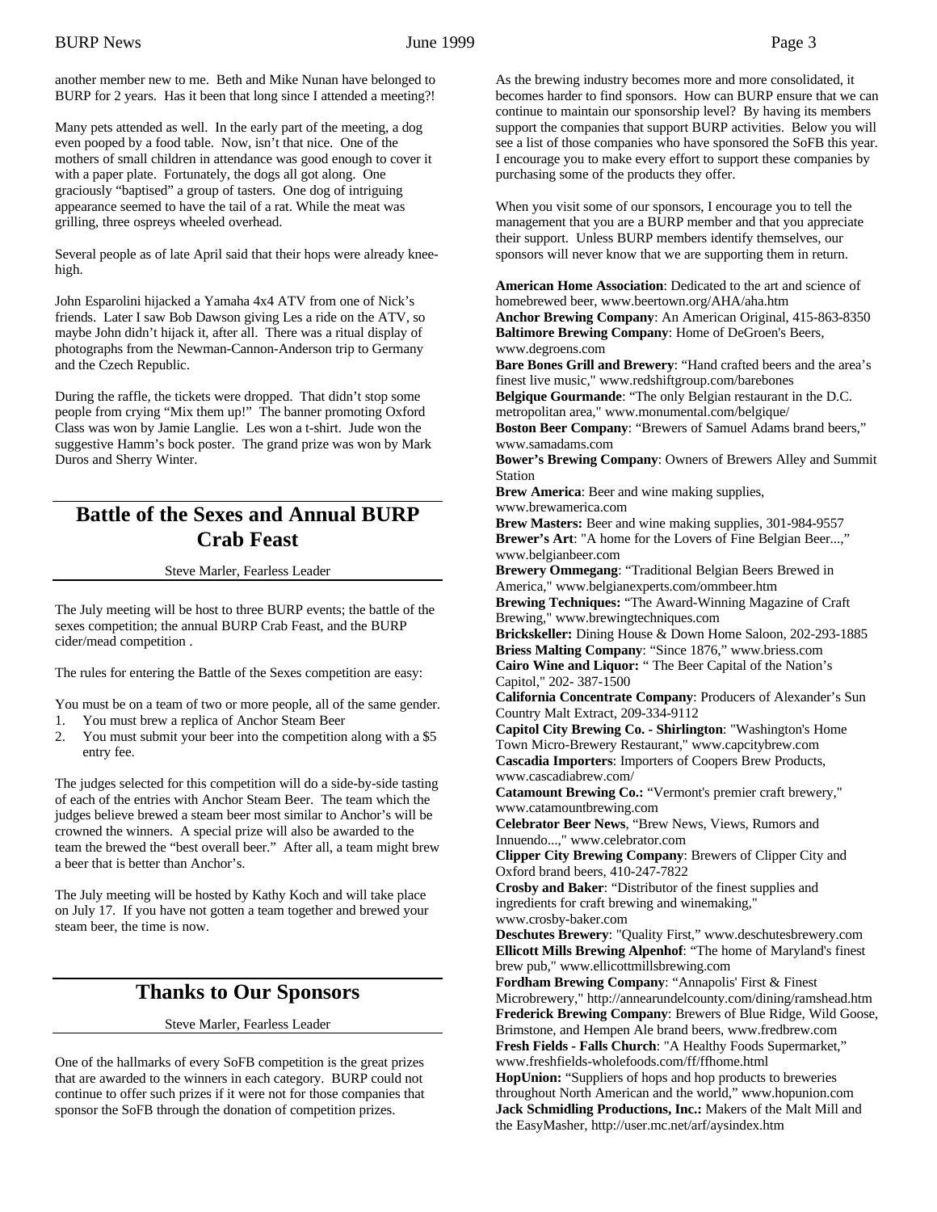another member new to me. Beth and Mike Nunan have belonged to BURP for 2 years. Has it been that long since I attended a meeting?!

Many pets attended as well. In the early part of the meeting, a dog even pooped by a food table. Now, isn't that nice. One of the mothers of small children in attendance was good enough to cover it with a paper plate. Fortunately, the dogs all got along. One graciously "baptised" a group of tasters. One dog of intriguing appearance seemed to have the tail of a rat. While the meat was grilling, three ospreys wheeled overhead.

Several people as of late April said that their hops were already knee-high.

John Esparolini hijacked a Yamaha 4x4 ATV from one of Nick's friends. Later I saw Bob Dawson giving Les a ride on the ATV, so maybe John didn't hijack it, after all. There was a ritual display of photographs from the Newman-Cannon-Anderson trip to Germany and the Czech Republic.

During the raffle, the tickets were dropped. That didn't stop some people from crying "Mix them up!" The banner promoting Oxford Class was won by Jamie Langlie. Les won a t-shirt. Jude won the suggestive Hamm's bock poster. The grand prize was won by Mark Duros and Sherry Winter.

## Battle of the Sexes and Annual BURP Crab Feast

Steve Marler, Fearless Leader

The July meeting will be host to three BURP events; the battle of the sexes competition; the annual BURP Crab Feast, and the BURP cider/mead competition .

The rules for entering the Battle of the Sexes competition are easy:

You must be on a team of two or more people, all of the same gender.

1. You must brew a replica of Anchor Steam Beer
2. You must submit your beer into the competition along with a $5 entry fee.

The judges selected for this competition will do a side-by-side tasting of each of the entries with Anchor Steam Beer. The team which the judges believe brewed a steam beer most similar to Anchor's will be crowned the winners. A special prize will also be awarded to the team the brewed the "best overall beer." After all, a team might brew a beer that is better than Anchor's.

The July meeting will be hosted by Kathy Koch and will take place on July 17. If you have not gotten a team together and brewed your steam beer, the time is now.

## Thanks to Our Sponsors

Steve Marler, Fearless Leader

One of the hallmarks of every SoFB competition is the great prizes that are awarded to the winners in each category. BURP could not continue to offer such prizes if it were not for those companies that sponsor the SoFB through the donation of competition prizes.

As the brewing industry becomes more and more consolidated, it becomes harder to find sponsors. How can BURP ensure that we can continue to maintain our sponsorship level? By having its members support the companies that support BURP activities. Below you will see a list of those companies who have sponsored the SoFB this year. I encourage you to make every effort to support these companies by purchasing some of the products they offer.

When you visit some of our sponsors, I encourage you to tell the management that you are a BURP member and that you appreciate their support. Unless BURP members identify themselves, our sponsors will never know that we are supporting them in return.

**American Home Association**: Dedicated to the art and science of homebrewed beer, www.beertown.org/AHA/aha.htm
**Anchor Brewing Company**: An American Original, 415-863-8350
**Baltimore Brewing Company**: Home of DeGroen's Beers, www.degroens.com
**Bare Bones Grill and Brewery**: "Hand crafted beers and the area's finest live music," www.redshiftgroup.com/barebones
**Belgique Gourmande**: "The only Belgian restaurant in the D.C. metropolitan area," www.monumental.com/belgique/
**Boston Beer Company**: "Brewers of Samuel Adams brand beers," www.samadams.com
**Bower's Brewing Company**: Owners of Brewers Alley and Summit Station
**Brew America**: Beer and wine making supplies, www.brewamerica.com
**Brew Masters:** Beer and wine making supplies, 301-984-9557
**Brewer's Art**: "A home for the Lovers of Fine Belgian Beer...," www.belgianbeer.com
**Brewery Ommegang**: "Traditional Belgian Beers Brewed in America," www.belgianexperts.com/ommbeer.htm
**Brewing Techniques:** "The Award-Winning Magazine of Craft Brewing," www.brewingtechniques.com
**Brickskeller:** Dining House & Down Home Saloon, 202-293-1885
**Briess Malting Company**: "Since 1876," www.briess.com
**Cairo Wine and Liquor:** " The Beer Capital of the Nation's Capitol," 202- 387-1500
**California Concentrate Company**: Producers of Alexander's Sun Country Malt Extract, 209-334-9112
**Capitol City Brewing Co. - Shirlington**: "Washington's Home Town Micro-Brewery Restaurant," www.capcitybrew.com
**Cascadia Importers**: Importers of Coopers Brew Products, www.cascadiabrew.com/
**Catamount Brewing Co.:** "Vermont's premier craft brewery," www.catamountbrewing.com
**Celebrator Beer News**, "Brew News, Views, Rumors and Innuendo...," www.celebrator.com
**Clipper City Brewing Company**: Brewers of Clipper City and Oxford brand beers, 410-247-7822
**Crosby and Baker**: "Distributor of the finest supplies and ingredients for craft brewing and winemaking," www.crosby-baker.com
**Deschutes Brewery**: "Quality First," www.deschutesbrewery.com
**Ellicott Mills Brewing Alpenhof**: "The home of Maryland's finest brew pub," www.ellicottmillsbrewing.com
**Fordham Brewing Company**: "Annapolis' First & Finest Microbrewery," http://annearundelcounty.com/dining/ramshead.htm
**Frederick Brewing Company**: Brewers of Blue Ridge, Wild Goose, Brimstone, and Hempen Ale brand beers, www.fredbrew.com
**Fresh Fields - Falls Church**: "A Healthy Foods Supermarket," www.freshfields-wholefoods.com/ff/ffhome.html
**HopUnion:** "Suppliers of hops and hop products to breweries throughout North American and the world," www.hopunion.com
**Jack Schmidling Productions, Inc.:** Makers of the Malt Mill and the EasyMasher, http://user.mc.net/arf/aysindex.htm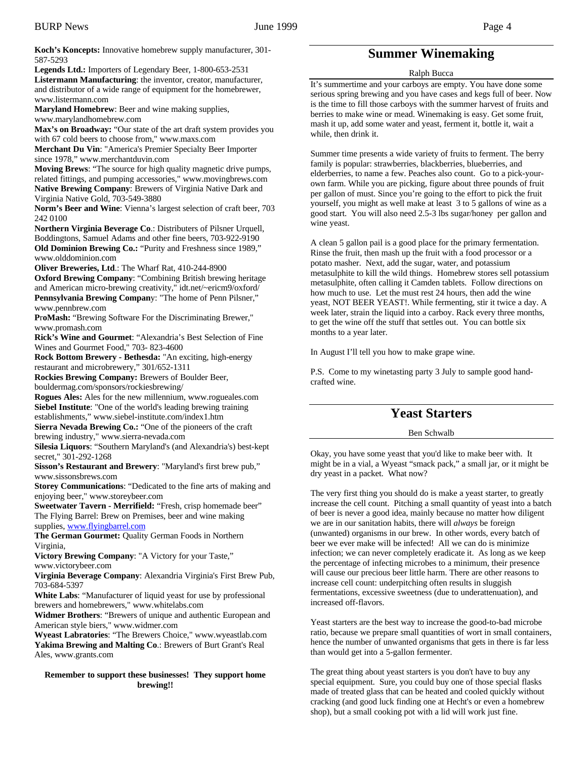**Koch's Koncepts:** Innovative homebrew supply manufacturer, 301-587-5293

**Legends Ltd.:** Importers of Legendary Beer, 1-800-653-2531

**Listermann Manufacturing**: the inventor, creator, manufacturer, and distributor of a wide range of equipment for the homebrewer, www.listermann.com

**Maryland Homebrew**: Beer and wine making supplies, www.marylandhomebrew.com

**Max's on Broadway:** "Our state of the art draft system provides you with 67 cold beers to choose from," www.maxs.com

**Merchant Du Vin**: "America's Premier Specialty Beer Importer since 1978," www.merchantduvin.com

**Moving Brews**: "The source for high quality magnetic drive pumps, related fittings, and pumping accessories," www.movingbrews.com

**Native Brewing Company**: Brewers of Virginia Native Dark and Virginia Native Gold, 703-549-3880

**Norm's Beer and Wine**: Vienna's largest selection of craft beer, 703 242 0100

**Northern Virginia Beverage Co**.: Distributers of Pilsner Urquell, Boddingtons, Samuel Adams and other fine beers, 703-922-9190

**Old Dominion Brewing Co.:** "Purity and Freshness since 1989," www.olddominion.com

**Oliver Breweries, Ltd**.: The Wharf Rat, 410-244-8900

**Oxford Brewing Company**: "Combining British brewing heritage and American micro-brewing creativity," idt.net/~ericm9/oxford/

**Pennsylvania Brewing Company**: "The home of Penn Pilsner," www.pennbrew.com

**ProMash:** "Brewing Software For the Discriminating Brewer," www.promash.com

**Rick's Wine and Gourmet**: "Alexandria's Best Selection of Fine Wines and Gourmet Food," 703- 823-4600

**Rock Bottom Brewery - Bethesda:** "An exciting, high-energy restaurant and microbrewery," 301/652-1311

**Rockies Brewing Company:** Brewers of Boulder Beer, bouldermag.com/sponsors/rockiesbrewing/

**Rogues Ales:** Ales for the new millennium, www.rogueales.com

**Siebel Institute**: "One of the world's leading brewing training establishments," www.siebel-institute.com/index1.htm

**Sierra Nevada Brewing Co.:** "One of the pioneers of the craft brewing industry," www.sierra-nevada.com

**Silesia Liquors**: "Southern Maryland's (and Alexandria's) best-kept secret," 301-292-1268

**Sisson's Restaurant and Brewery**: "Maryland's first brew pub," www.sissonsbrews.com

**Storey Communications**: "Dedicated to the fine arts of making and enjoying beer," www.storeybeer.com

**Sweetwater Tavern - Merrifield:** "Fresh, crisp homemade beer"
The Flying Barrel: Brew on Premises, beer and wine making supplies, www.flyingbarrel.com

**The German Gourmet:** Quality German Foods in Northern Virginia,

**Victory Brewing Company**: "A Victory for your Taste," www.victorybeer.com

**Virginia Beverage Company**: Alexandria Virginia's First Brew Pub, 703-684-5397

**White Labs**: "Manufacturer of liquid yeast for use by professional brewers and homebrewers," www.whitelabs.com

**Widmer Brothers**: "Brewers of unique and authentic European and American style biers," www.widmer.com

**Wyeast Labratories**: "The Brewers Choice," www.wyeastlab.com

**Yakima Brewing and Malting Co**.: Brewers of Burt Grant's Real Ales, www.grants.com

**Remember to support these businesses! They support home brewing!!**

# Summer Winemaking

Ralph Bucca

It's summertime and your carboys are empty. You have done some serious spring brewing and you have cases and kegs full of beer. Now is the time to fill those carboys with the summer harvest of fruits and berries to make wine or mead. Winemaking is easy. Get some fruit, mash it up, add some water and yeast, ferment it, bottle it, wait a while, then drink it.

Summer time presents a wide variety of fruits to ferment. The berry family is popular: strawberries, blackberries, blueberries, and elderberries, to name a few. Peaches also count. Go to a pick-your-own farm. While you are picking, figure about three pounds of fruit per gallon of must. Since you're going to the effort to pick the fruit yourself, you might as well make at least 3 to 5 gallons of wine as a good start. You will also need 2.5-3 lbs sugar/honey per gallon and wine yeast.

A clean 5 gallon pail is a good place for the primary fermentation. Rinse the fruit, then mash up the fruit with a food processor or a potato masher. Next, add the sugar, water, and potassium metasulphite to kill the wild things. Homebrew stores sell potassium metasulphite, often calling it Camden tablets. Follow directions on how much to use. Let the must rest 24 hours, then add the wine yeast, NOT BEER YEAST!. While fermenting, stir it twice a day. A week later, strain the liquid into a carboy. Rack every three months, to get the wine off the stuff that settles out. You can bottle six months to a year later.

In August I'll tell you how to make grape wine.

P.S. Come to my winetasting party 3 July to sample good hand-crafted wine.

# Yeast Starters

Ben Schwalb

Okay, you have some yeast that you'd like to make beer with. It might be in a vial, a Wyeast "smack pack," a small jar, or it might be dry yeast in a packet. What now?

The very first thing you should do is make a yeast starter, to greatly increase the cell count. Pitching a small quantity of yeast into a batch of beer is never a good idea, mainly because no matter how diligent we are in our sanitation habits, there will *always* be foreign (unwanted) organisms in our brew. In other words, every batch of beer we ever make will be infected! All we can do is minimize infection; we can never completely eradicate it. As long as we keep the percentage of infecting microbes to a minimum, their presence will cause our precious beer little harm. There are other reasons to increase cell count: underpitching often results in sluggish fermentations, excessive sweetness (due to underattenuation), and increased off-flavors.

Yeast starters are the best way to increase the good-to-bad microbe ratio, because we prepare small quantities of wort in small containers, hence the number of unwanted organisms that gets in there is far less than would get into a 5-gallon fermenter.

The great thing about yeast starters is you don't have to buy any special equipment. Sure, you could buy one of those special flasks made of treated glass that can be heated and cooled quickly without cracking (and good luck finding one at Hecht's or even a homebrew shop), but a small cooking pot with a lid will work just fine.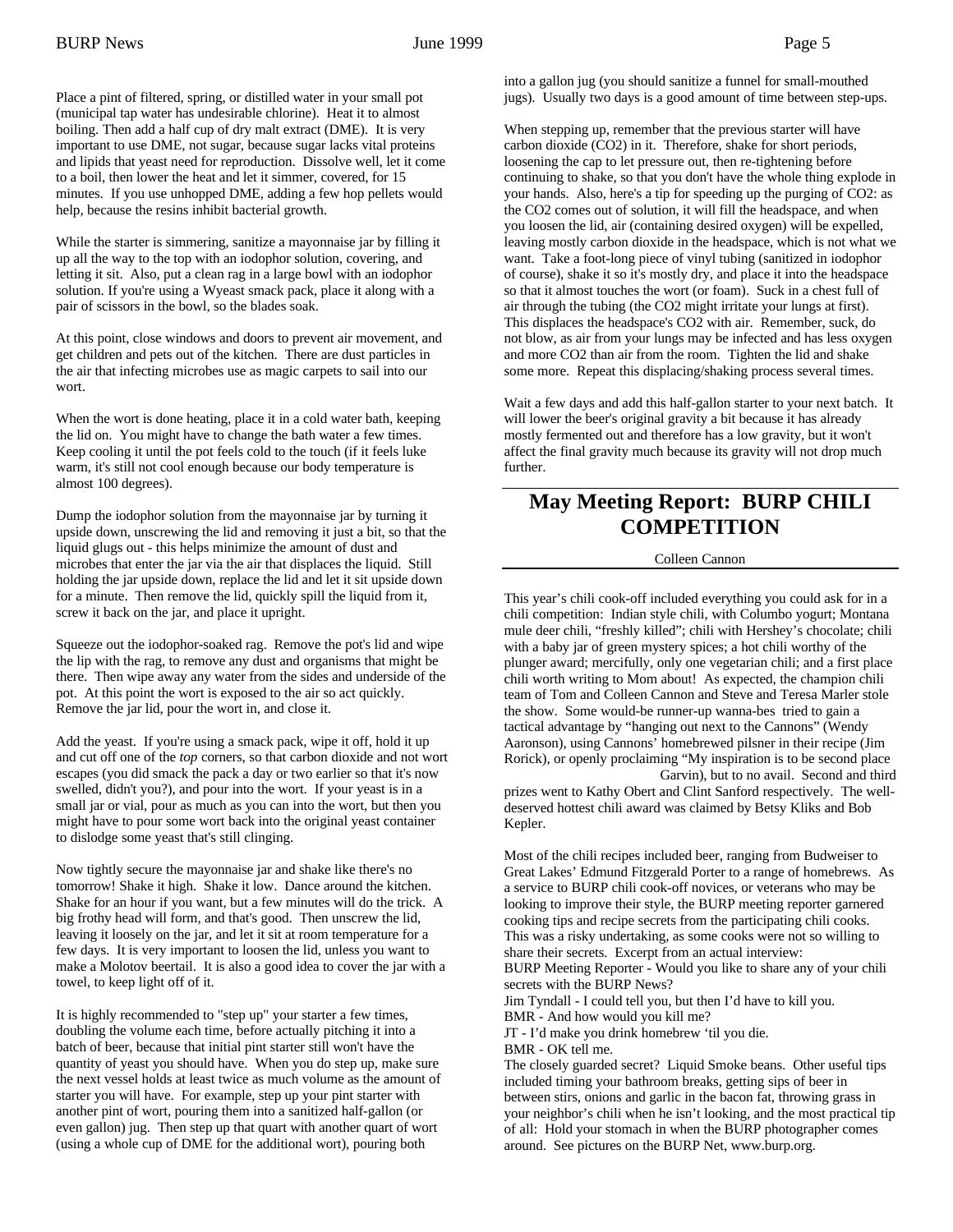Place a pint of filtered, spring, or distilled water in your small pot (municipal tap water has undesirable chlorine). Heat it to almost boiling. Then add a half cup of dry malt extract (DME). It is very important to use DME, not sugar, because sugar lacks vital proteins and lipids that yeast need for reproduction. Dissolve well, let it come to a boil, then lower the heat and let it simmer, covered, for 15 minutes. If you use unhopped DME, adding a few hop pellets would help, because the resins inhibit bacterial growth.

While the starter is simmering, sanitize a mayonnaise jar by filling it up all the way to the top with an iodophor solution, covering, and letting it sit. Also, put a clean rag in a large bowl with an iodophor solution. If you're using a Wyeast smack pack, place it along with a pair of scissors in the bowl, so the blades soak.

At this point, close windows and doors to prevent air movement, and get children and pets out of the kitchen. There are dust particles in the air that infecting microbes use as magic carpets to sail into our wort.

When the wort is done heating, place it in a cold water bath, keeping the lid on. You might have to change the bath water a few times. Keep cooling it until the pot feels cold to the touch (if it feels luke warm, it's still not cool enough because our body temperature is almost 100 degrees).

Dump the iodophor solution from the mayonnaise jar by turning it upside down, unscrewing the lid and removing it just a bit, so that the liquid glugs out - this helps minimize the amount of dust and microbes that enter the jar via the air that displaces the liquid. Still holding the jar upside down, replace the lid and let it sit upside down for a minute. Then remove the lid, quickly spill the liquid from it, screw it back on the jar, and place it upright.

Squeeze out the iodophor-soaked rag. Remove the pot's lid and wipe the lip with the rag, to remove any dust and organisms that might be there. Then wipe away any water from the sides and underside of the pot. At this point the wort is exposed to the air so act quickly. Remove the jar lid, pour the wort in, and close it.

Add the yeast. If you're using a smack pack, wipe it off, hold it up and cut off one of the *top* corners, so that carbon dioxide and not wort escapes (you did smack the pack a day or two earlier so that it's now swelled, didn't you?), and pour into the wort. If your yeast is in a small jar or vial, pour as much as you can into the wort, but then you might have to pour some wort back into the original yeast container to dislodge some yeast that's still clinging.

Now tightly secure the mayonnaise jar and shake like there's no tomorrow! Shake it high. Shake it low. Dance around the kitchen. Shake for an hour if you want, but a few minutes will do the trick. A big frothy head will form, and that's good. Then unscrew the lid, leaving it loosely on the jar, and let it sit at room temperature for a few days. It is very important to loosen the lid, unless you want to make a Molotov beertail. It is also a good idea to cover the jar with a towel, to keep light off of it.

It is highly recommended to "step up" your starter a few times, doubling the volume each time, before actually pitching it into a batch of beer, because that initial pint starter still won't have the quantity of yeast you should have. When you do step up, make sure the next vessel holds at least twice as much volume as the amount of starter you will have. For example, step up your pint starter with another pint of wort, pouring them into a sanitized half-gallon (or even gallon) jug. Then step up that quart with another quart of wort (using a whole cup of DME for the additional wort), pouring both into a gallon jug (you should sanitize a funnel for small-mouthed jugs). Usually two days is a good amount of time between step-ups.

When stepping up, remember that the previous starter will have carbon dioxide ($CO_2$) in it. Therefore, shake for short periods, loosening the cap to let pressure out, then re-tightening before continuing to shake, so that you don't have the whole thing explode in your hands. Also, here's a tip for speeding up the purging of $CO_2$: as the $CO_2$ comes out of solution, it will fill the headspace, and when you loosen the lid, air (containing desired oxygen) will be expelled, leaving mostly carbon dioxide in the headspace, which is not what we want. Take a foot-long piece of vinyl tubing (sanitized in iodophor of course), shake it so it's mostly dry, and place it into the headspace so that it almost touches the wort (or foam). Suck in a chest full of air through the tubing (the $CO_2$ might irritate your lungs at first). This displaces the headspace's $CO_2$ with air. Remember, suck, do not blow, as air from your lungs may be infected and has less oxygen and more $CO_2$ than air from the room. Tighten the lid and shake some more. Repeat this displacing/shaking process several times.

Wait a few days and add this half-gallon starter to your next batch. It will lower the beer's original gravity a bit because it has already mostly fermented out and therefore has a low gravity, but it won't affect the final gravity much because its gravity will not drop much further.

## May Meeting Report: BURP CHILI COMPETITION

Colleen Cannon

This year's chili cook-off included everything you could ask for in a chili competition: Indian style chili, with Columbo yogurt; Montana mule deer chili, "freshly killed"; chili with Hershey's chocolate; chili with a baby jar of green mystery spices; a hot chili worthy of the plunger award; mercifully, only one vegetarian chili; and a first place chili worth writing to Mom about! As expected, the champion chili team of Tom and Colleen Cannon and Steve and Teresa Marler stole the show. Some would-be runner-up wanna-bes tried to gain a tactical advantage by "hanging out next to the Cannons" (Wendy Aaronson), using Cannons' homebrewed pilsner in their recipe (Jim Rorick), or openly proclaiming "My inspiration is to be second place Garvin), but to no avail. Second and third prizes went to Kathy Obert and Clint Sanford respectively. The well-deserved hottest chili award was claimed by Betsy Kliks and Bob Kepler.

Most of the chili recipes included beer, ranging from Budweiser to Great Lakes' Edmund Fitzgerald Porter to a range of homebrews. As a service to BURP chili cook-off novices, or veterans who may be looking to improve their style, the BURP meeting reporter garnered cooking tips and recipe secrets from the participating chili cooks. This was a risky undertaking, as some cooks were not so willing to share their secrets. Excerpt from an actual interview:

BURP Meeting Reporter - Would you like to share any of your chili secrets with the BURP News?
Jim Tyndall - I could tell you, but then I'd have to kill you.
BMR - And how would you kill me?
JT - I'd make you drink homebrew 'til you die.
BMR - OK tell me.

The closely guarded secret? Liquid Smoke beans. Other useful tips included timing your bathroom breaks, getting sips of beer in between stirs, onions and garlic in the bacon fat, throwing grass in your neighbor's chili when he isn't looking, and the most practical tip of all: Hold your stomach in when the BURP photographer comes around. See pictures on the BURP Net, www.burp.org.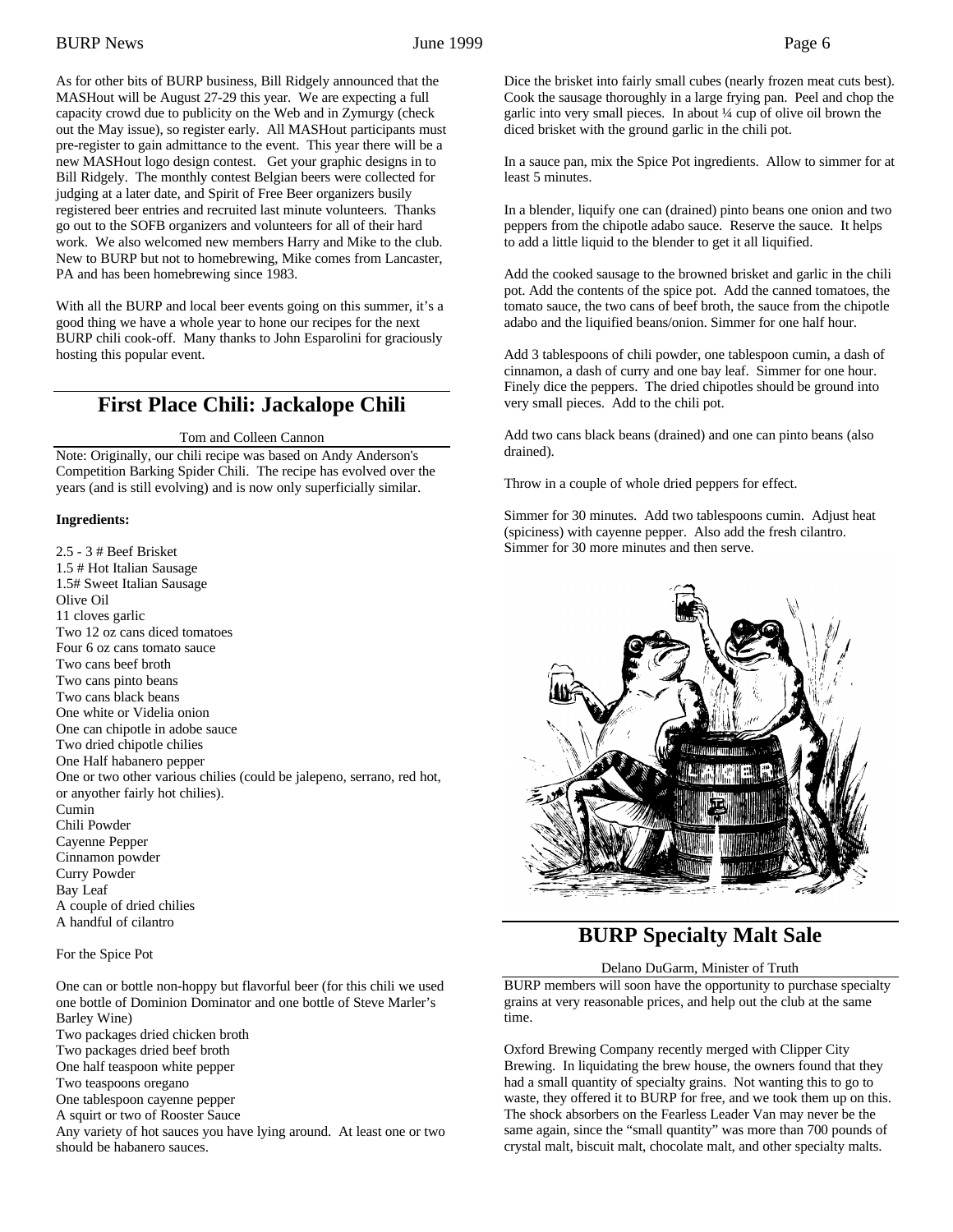As for other bits of BURP business, Bill Ridgely announced that the MASHout will be August 27-29 this year. We are expecting a full capacity crowd due to publicity on the Web and in Zymurgy (check out the May issue), so register early. All MASHout participants must pre-register to gain admittance to the event. This year there will be a new MASHout logo design contest. Get your graphic designs in to Bill Ridgely. The monthly contest Belgian beers were collected for judging at a later date, and Spirit of Free Beer organizers busily registered beer entries and recruited last minute volunteers. Thanks go out to the SOFB organizers and volunteers for all of their hard work. We also welcomed new members Harry and Mike to the club. New to BURP but not to homebrewing, Mike comes from Lancaster, PA and has been homebrewing since 1983.

With all the BURP and local beer events going on this summer, it's a good thing we have a whole year to hone our recipes for the next BURP chili cook-off. Many thanks to John Esparolini for graciously hosting this popular event.

## First Place Chili: Jackalope Chili

Tom and Colleen Cannon

Note: Originally, our chili recipe was based on Andy Anderson's Competition Barking Spider Chili. The recipe has evolved over the years (and is still evolving) and is now only superficially similar.

**Ingredients:**

2.5 - 3 # Beef Brisket
1.5 # Hot Italian Sausage
1.5# Sweet Italian Sausage
Olive Oil
11 cloves garlic
Two 12 oz cans diced tomatoes
Four 6 oz cans tomato sauce
Two cans beef broth
Two cans pinto beans
Two cans black beans
One white or Videlia onion
One can chipotle in adobe sauce
Two dried chipotle chilies
One Half habanero pepper
One or two other various chilies (could be jalepeno, serrano, red hot, or anyother fairly hot chilies).
Cumin
Chili Powder
Cayenne Pepper
Cinnamon powder
Curry Powder
Bay Leaf
A couple of dried chilies
A handful of cilantro

For the Spice Pot

One can or bottle non-hoppy but flavorful beer (for this chili we used one bottle of Dominion Dominator and one bottle of Steve Marler's Barley Wine)
Two packages dried chicken broth
Two packages dried beef broth
One half teaspoon white pepper
Two teaspoons oregano
One tablespoon cayenne pepper
A squirt or two of Rooster Sauce
Any variety of hot sauces you have lying around. At least one or two should be habanero sauces.

Dice the brisket into fairly small cubes (nearly frozen meat cuts best). Cook the sausage thoroughly in a large frying pan. Peel and chop the garlic into very small pieces. In about ¼ cup of olive oil brown the diced brisket with the ground garlic in the chili pot.

In a sauce pan, mix the Spice Pot ingredients. Allow to simmer for at least 5 minutes.

In a blender, liquify one can (drained) pinto beans one onion and two peppers from the chipotle adabo sauce. Reserve the sauce. It helps to add a little liquid to the blender to get it all liquified.

Add the cooked sausage to the browned brisket and garlic in the chili pot. Add the contents of the spice pot. Add the canned tomatoes, the tomato sauce, the two cans of beef broth, the sauce from the chipotle adabo and the liquified beans/onion. Simmer for one half hour.

Add 3 tablespoons of chili powder, one tablespoon cumin, a dash of cinnamon, a dash of curry and one bay leaf. Simmer for one hour. Finely dice the peppers. The dried chipotles should be ground into very small pieces. Add to the chili pot.

Add two cans black beans (drained) and one can pinto beans (also drained).

Throw in a couple of whole dried peppers for effect.

Simmer for 30 minutes. Add two tablespoons cumin. Adjust heat (spiciness) with cayenne pepper. Also add the fresh cilantro. Simmer for 30 more minutes and then serve.

## BURP Specialty Malt Sale

Delano DuGarm, Minister of Truth

BURP members will soon have the opportunity to purchase specialty grains at very reasonable prices, and help out the club at the same time.

Oxford Brewing Company recently merged with Clipper City Brewing. In liquidating the brew house, the owners found that they had a small quantity of specialty grains. Not wanting this to go to waste, they offered it to BURP for free, and we took them up on this. The shock absorbers on the Fearless Leader Van may never be the same again, since the "small quantity" was more than 700 pounds of crystal malt, biscuit malt, chocolate malt, and other specialty malts.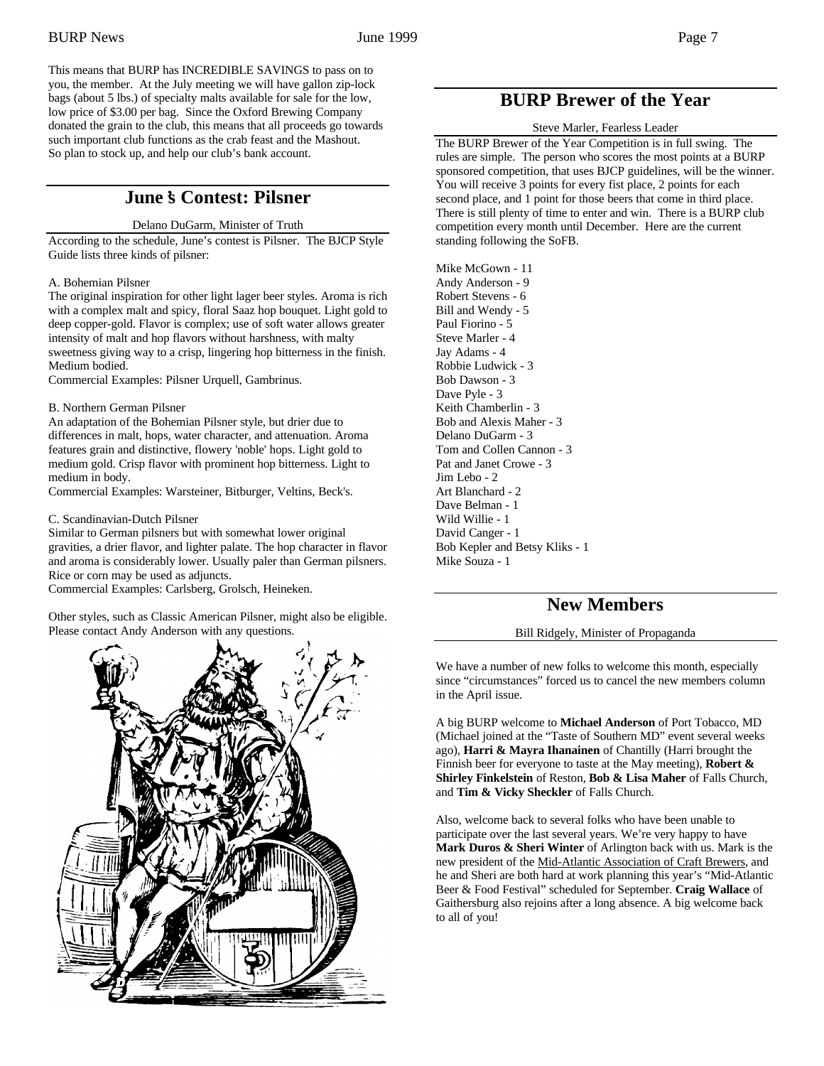This means that BURP has INCREDIBLE SAVINGS to pass on to you, the member. At the July meeting we will have gallon zip-lock bags (about 5 lbs.) of specialty malts available for sale for the low, low price of $3.00 per bag. Since the Oxford Brewing Company donated the grain to the club, this means that all proceeds go towards such important club functions as the crab feast and the Mashout. So plan to stock up, and help our club's bank account.

## June's Contest: Pilsner

Delano DuGarm, Minister of Truth

According to the schedule, June's contest is Pilsner. The BJCP Style Guide lists three kinds of pilsner:

A. Bohemian Pilsner

The original inspiration for other light lager beer styles. Aroma is rich with a complex malt and spicy, floral Saaz hop bouquet. Light gold to deep copper-gold. Flavor is complex; use of soft water allows greater intensity of malt and hop flavors without harshness, with malty sweetness giving way to a crisp, lingering hop bitterness in the finish. Medium bodied.

Commercial Examples: Pilsner Urquell, Gambrinus.

B. Northern German Pilsner

An adaptation of the Bohemian Pilsner style, but drier due to differences in malt, hops, water character, and attenuation. Aroma features grain and distinctive, flowery 'noble' hops. Light gold to medium gold. Crisp flavor with prominent hop bitterness. Light to medium in body.

Commercial Examples: Warsteiner, Bitburger, Veltins, Beck's.

C. Scandinavian-Dutch Pilsner

Similar to German pilsners but with somewhat lower original gravities, a drier flavor, and lighter palate. The hop character in flavor and aroma is considerably lower. Usually paler than German pilsners. Rice or corn may be used as adjuncts.

Commercial Examples: Carlsberg, Grolsch, Heineken.

Other styles, such as Classic American Pilsner, might also be eligible. Please contact Andy Anderson with any questions.

## BURP Brewer of the Year

Steve Marler, Fearless Leader

The BURP Brewer of the Year Competition is in full swing. The rules are simple. The person who scores the most points at a BURP sponsored competition, that uses BJCP guidelines, will be the winner. You will receive 3 points for every fist place, 2 points for each second place, and 1 point for those beers that come in third place. There is still plenty of time to enter and win. There is a BURP club competition every month until December. Here are the current standing following the SoFB.

Mike McGown - 11
Andy Anderson - 9
Robert Stevens - 6
Bill and Wendy - 5
Paul Fiorino - 5
Steve Marler - 4
Jay Adams - 4
Robbie Ludwick - 3
Bob Dawson - 3
Dave Pyle - 3
Keith Chamberlin - 3
Bob and Alexis Maher - 3
Delano DuGarm - 3
Tom and Collen Cannon - 3
Pat and Janet Crowe - 3
Jim Lebo - 2
Art Blanchard - 2
Dave Belman - 1
Wild Willie - 1
David Canger - 1
Bob Kepler and Betsy Kliks - 1
Mike Souza - 1

## New Members

Bill Ridgely, Minister of Propaganda

We have a number of new folks to welcome this month, especially since "circumstances" forced us to cancel the new members column in the April issue.

A big BURP welcome to **Michael Anderson** of Port Tobacco, MD (Michael joined at the "Taste of Southern MD" event several weeks ago), **Harri & Mayra Ihanainen** of Chantilly (Harri brought the Finnish beer for everyone to taste at the May meeting), **Robert & Shirley Finkelstein** of Reston, **Bob & Lisa Maher** of Falls Church, and **Tim & Vicky Sheckler** of Falls Church.

Also, welcome back to several folks who have been unable to participate over the last several years. We're very happy to have **Mark Duros & Sheri Winter** of Arlington back with us. Mark is the new president of the Mid-Atlantic Association of Craft Brewers, and he and Sheri are both hard at work planning this year's "Mid-Atlantic Beer & Food Festival" scheduled for September. **Craig Wallace** of Gaithersburg also rejoins after a long absence. A big welcome back to all of you!